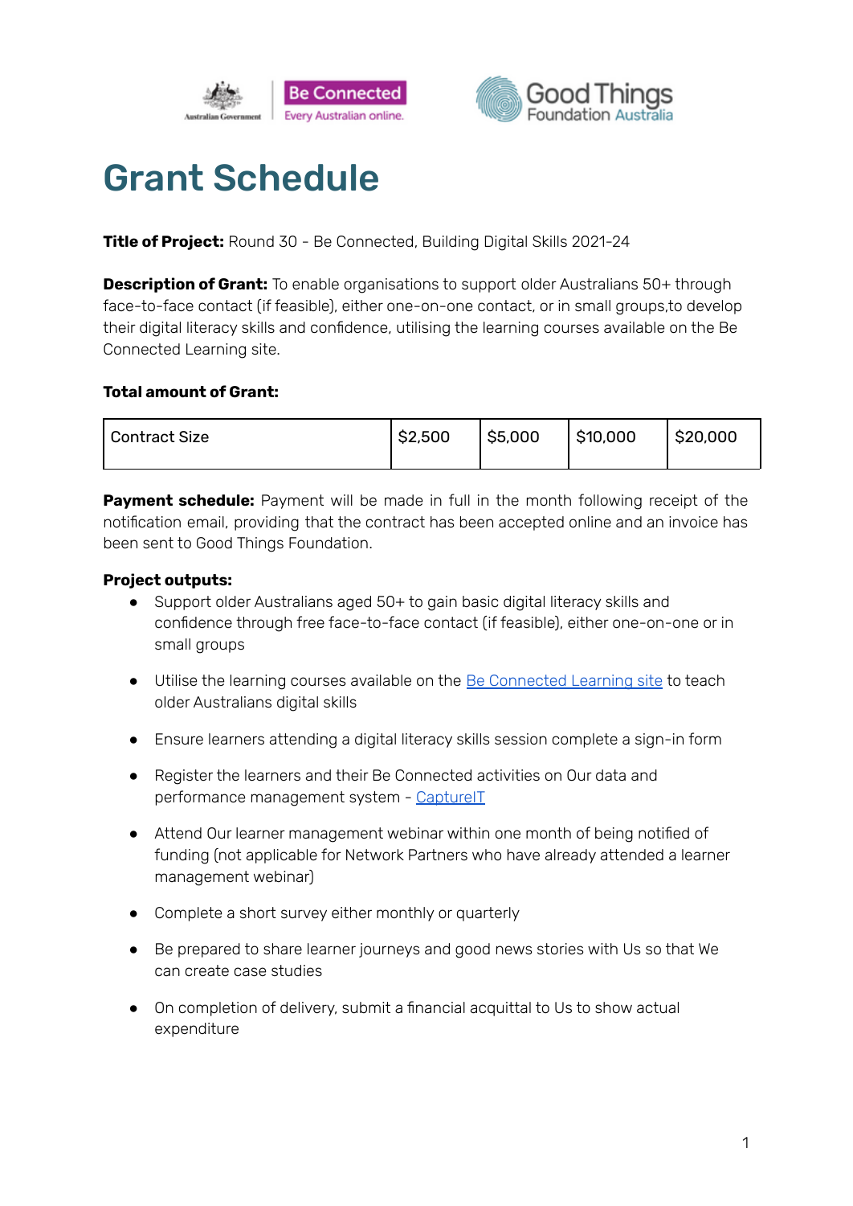# Grant Schedule

**Title of Project:** Round 30 - Be Connected, Building Digital Skills 2021-24

**Description of Grant:** To enable organisations to support older Australians 50+ through face-to-face contact (if feasible), either one-on-one contact, or in small groups,to develop their digital literacy skills and confidence, utilising the learning courses available on the Be Connected Learning site.

**Total amount of Grant:**

| Contract Size | $2,500 | $5,000 | $10,000 | $20,000 |
|---|---|---|---|---|

**Payment schedule:** Payment will be made in full in the month following receipt of the notification email, providing that the contract has been accepted online and an invoice has been sent to Good Things Foundation.

**Project outputs:**

- Support older Australians aged 50+ to gain basic digital literacy skills and confidence through free face-to-face contact (if feasible), either one-on-one or in small groups
- Utilise the learning courses available on the Be Connected Learning site to teach older Australians digital skills
- Ensure learners attending a digital literacy skills session complete a sign-in form
- Register the learners and their Be Connected activities on Our data and performance management system - CaptureIT
- Attend Our learner management webinar within one month of being notified of funding (not applicable for Network Partners who have already attended a learner management webinar)
- Complete a short survey either monthly or quarterly
- Be prepared to share learner journeys and good news stories with Us so that We can create case studies
- On completion of delivery, submit a financial acquittal to Us to show actual expenditure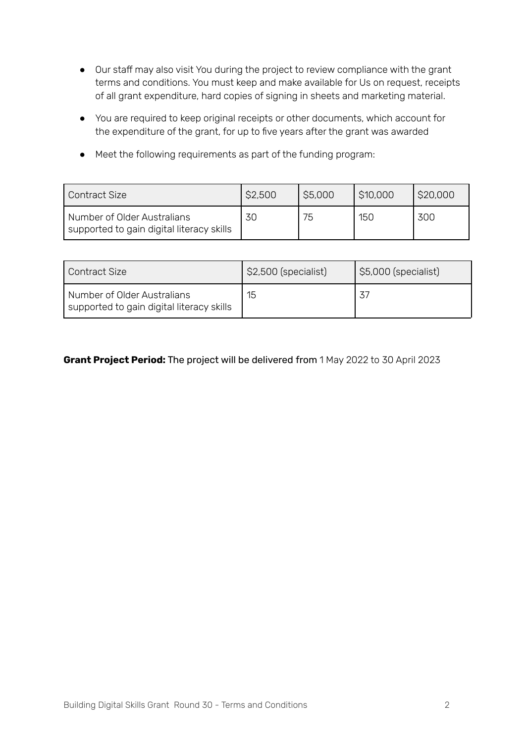- Our staff may also visit You during the project to review compliance with the grant terms and conditions. You must keep and make available for Us on request, receipts of all grant expenditure, hard copies of signing in sheets and marketing material.
- You are required to keep original receipts or other documents, which account for the expenditure of the grant, for up to five years after the grant was awarded
- Meet the following requirements as part of the funding program:

| Contract Size | $2,500 | $5,000 | $10,000 | $20,000 |
|---|---|---|---|---|
| Number of Older Australians supported to gain digital literacy skills | 30 | 75 | 150 | 300 |

| Contract Size | $2,500 (specialist) | $5,000 (specialist) |
|---|---|---|
| Number of Older Australians supported to gain digital literacy skills | 15 | 37 |

**Grant Project Period:** The project will be delivered from 1 May 2022 to 30 April 2023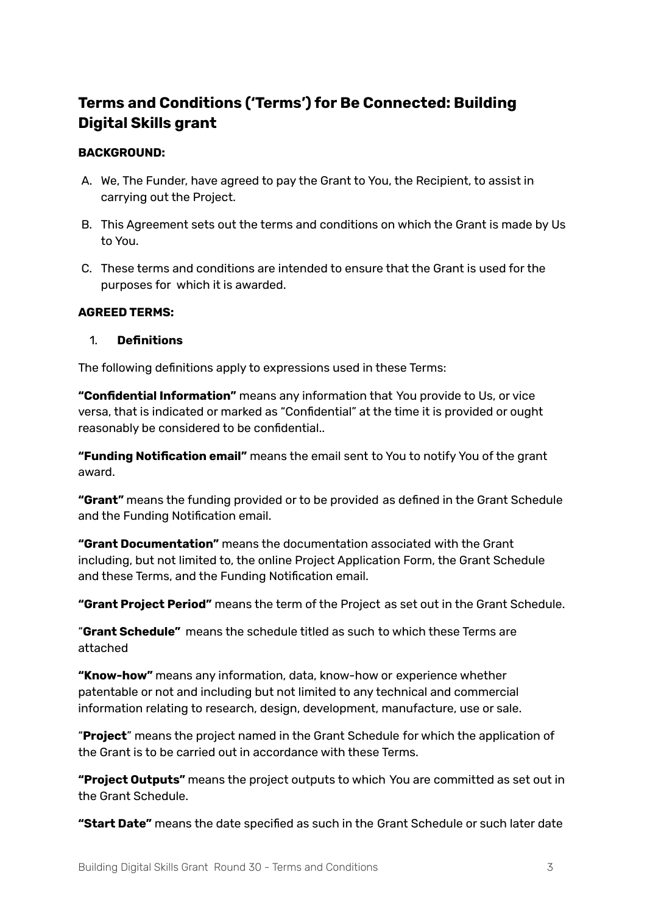## Terms and Conditions ('Terms') for Be Connected: Building Digital Skills grant

**BACKGROUND:**

A. We, The Funder, have agreed to pay the Grant to You, the Recipient, to assist in carrying out the Project.

B. This Agreement sets out the terms and conditions on which the Grant is made by Us to You.

C. These terms and conditions are intended to ensure that the Grant is used for the purposes for which it is awarded.

**AGREED TERMS:**

1. **Definitions**

The following definitions apply to expressions used in these Terms:

**"Confidential Information"** means any information that You provide to Us, or vice versa, that is indicated or marked as "Confidential" at the time it is provided or ought reasonably be considered to be confidential..

**"Funding Notification email"** means the email sent to You to notify You of the grant award.

**"Grant"** means the funding provided or to be provided as defined in the Grant Schedule and the Funding Notification email.

**"Grant Documentation"** means the documentation associated with the Grant including, but not limited to, the online Project Application Form, the Grant Schedule and these Terms, and the Funding Notification email.

**"Grant Project Period"** means the term of the Project as set out in the Grant Schedule.

"**Grant Schedule"** means the schedule titled as such to which these Terms are attached

**"Know-how"** means any information, data, know-how or experience whether patentable or not and including but not limited to any technical and commercial information relating to research, design, development, manufacture, use or sale.

"**Project**" means the project named in the Grant Schedule for which the application of the Grant is to be carried out in accordance with these Terms.

**"Project Outputs"** means the project outputs to which You are committed as set out in the Grant Schedule.

**"Start Date"** means the date specified as such in the Grant Schedule or such later date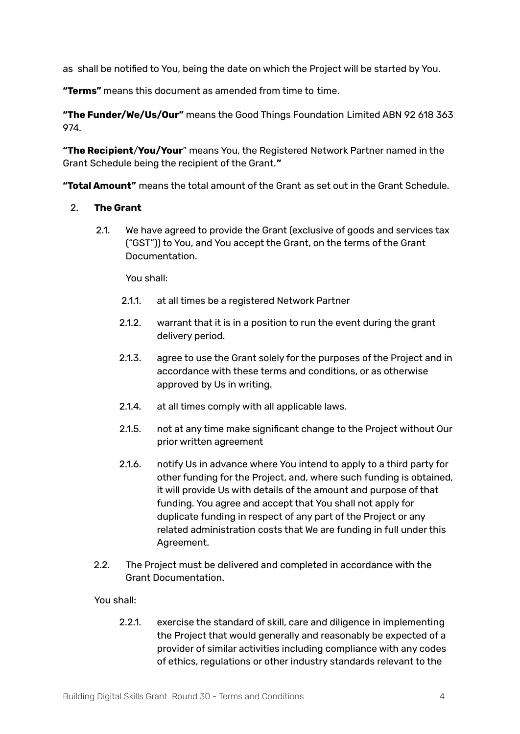as shall be notified to You, being the date on which the Project will be started by You.

**"Terms"** means this document as amended from time to time.

**"The Funder/We/Us/Our"** means the Good Things Foundation Limited ABN 92 618 363 974.

**"The Recipient/You/Your"** means You, the Registered Network Partner named in the Grant Schedule being the recipient of the Grant.**"**

**"Total Amount"** means the total amount of the Grant as set out in the Grant Schedule.

2. **The Grant**

   2.1. We have agreed to provide the Grant (exclusive of goods and services tax ("GST")) to You, and You accept the Grant, on the terms of the Grant Documentation.

   You shall:

   2.1.1. at all times be a registered Network Partner

   2.1.2. warrant that it is in a position to run the event during the grant delivery period.

   2.1.3. agree to use the Grant solely for the purposes of the Project and in accordance with these terms and conditions, or as otherwise approved by Us in writing.

   2.1.4. at all times comply with all applicable laws.

   2.1.5. not at any time make significant change to the Project without Our prior written agreement

   2.1.6. notify Us in advance where You intend to apply to a third party for other funding for the Project, and, where such funding is obtained, it will provide Us with details of the amount and purpose of that funding. You agree and accept that You shall not apply for duplicate funding in respect of any part of the Project or any related administration costs that We are funding in full under this Agreement.

   2.2. The Project must be delivered and completed in accordance with the Grant Documentation.

   You shall:

   2.2.1. exercise the standard of skill, care and diligence in implementing the Project that would generally and reasonably be expected of a provider of similar activities including compliance with any codes of ethics, regulations or other industry standards relevant to the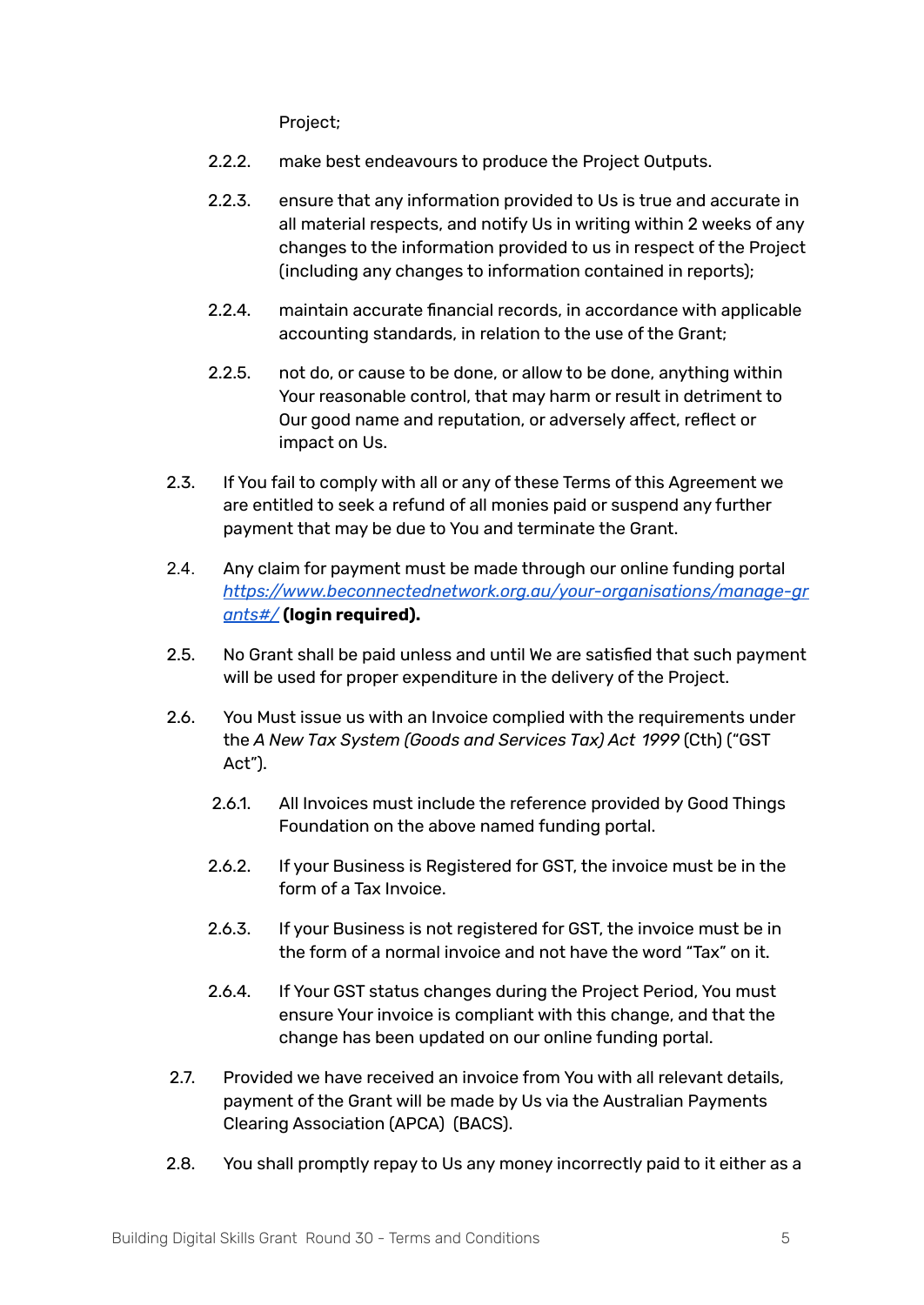Project;

2.2.2. make best endeavours to produce the Project Outputs.

2.2.3. ensure that any information provided to Us is true and accurate in all material respects, and notify Us in writing within 2 weeks of any changes to the information provided to us in respect of the Project (including any changes to information contained in reports);

2.2.4. maintain accurate financial records, in accordance with applicable accounting standards, in relation to the use of the Grant;

2.2.5. not do, or cause to be done, or allow to be done, anything within Your reasonable control, that may harm or result in detriment to Our good name and reputation, or adversely affect, reflect or impact on Us.

2.3. If You fail to comply with all or any of these Terms of this Agreement we are entitled to seek a refund of all monies paid or suspend any further payment that may be due to You and terminate the Grant.

2.4. Any claim for payment must be made through our online funding portal [https://www.beconnectednetwork.org.au/your-organisations/manage-grants#/](https://www.beconnectednetwork.org.au/your-organisations/manage-grants#/) **(login required).**

2.5. No Grant shall be paid unless and until We are satisfied that such payment will be used for proper expenditure in the delivery of the Project.

2.6. You Must issue us with an Invoice complied with the requirements under the *A New Tax System (Goods and Services Tax) Act 1999* (Cth) ("GST Act").

2.6.1. All Invoices must include the reference provided by Good Things Foundation on the above named funding portal.

2.6.2. If your Business is Registered for GST, the invoice must be in the form of a Tax Invoice.

2.6.3. If your Business is not registered for GST, the invoice must be in the form of a normal invoice and not have the word "Tax" on it.

2.6.4. If Your GST status changes during the Project Period, You must ensure Your invoice is compliant with this change, and that the change has been updated on our online funding portal.

2.7. Provided we have received an invoice from You with all relevant details, payment of the Grant will be made by Us via the Australian Payments Clearing Association (APCA) (BACS).

2.8. You shall promptly repay to Us any money incorrectly paid to it either as a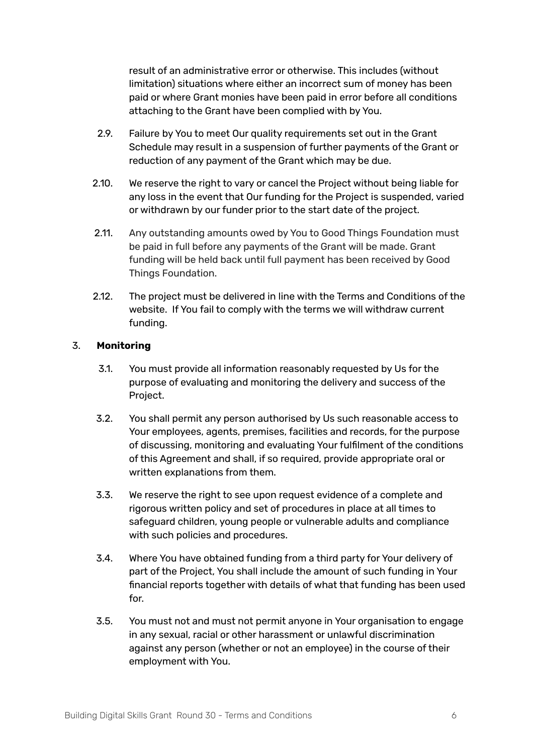result of an administrative error or otherwise. This includes (without limitation) situations where either an incorrect sum of money has been paid or where Grant monies have been paid in error before all conditions attaching to the Grant have been complied with by You.

2.9. Failure by You to meet Our quality requirements set out in the Grant Schedule may result in a suspension of further payments of the Grant or reduction of any payment of the Grant which may be due.

2.10. We reserve the right to vary or cancel the Project without being liable for any loss in the event that Our funding for the Project is suspended, varied or withdrawn by our funder prior to the start date of the project.

2.11. Any outstanding amounts owed by You to Good Things Foundation must be paid in full before any payments of the Grant will be made. Grant funding will be held back until full payment has been received by Good Things Foundation.

2.12. The project must be delivered in line with the Terms and Conditions of the website. If You fail to comply with the terms we will withdraw current funding.

3. **Monitoring**

3.1. You must provide all information reasonably requested by Us for the purpose of evaluating and monitoring the delivery and success of the Project.

3.2. You shall permit any person authorised by Us such reasonable access to Your employees, agents, premises, facilities and records, for the purpose of discussing, monitoring and evaluating Your fulfilment of the conditions of this Agreement and shall, if so required, provide appropriate oral or written explanations from them.

3.3. We reserve the right to see upon request evidence of a complete and rigorous written policy and set of procedures in place at all times to safeguard children, young people or vulnerable adults and compliance with such policies and procedures.

3.4. Where You have obtained funding from a third party for Your delivery of part of the Project, You shall include the amount of such funding in Your financial reports together with details of what that funding has been used for.

3.5. You must not and must not permit anyone in Your organisation to engage in any sexual, racial or other harassment or unlawful discrimination against any person (whether or not an employee) in the course of their employment with You.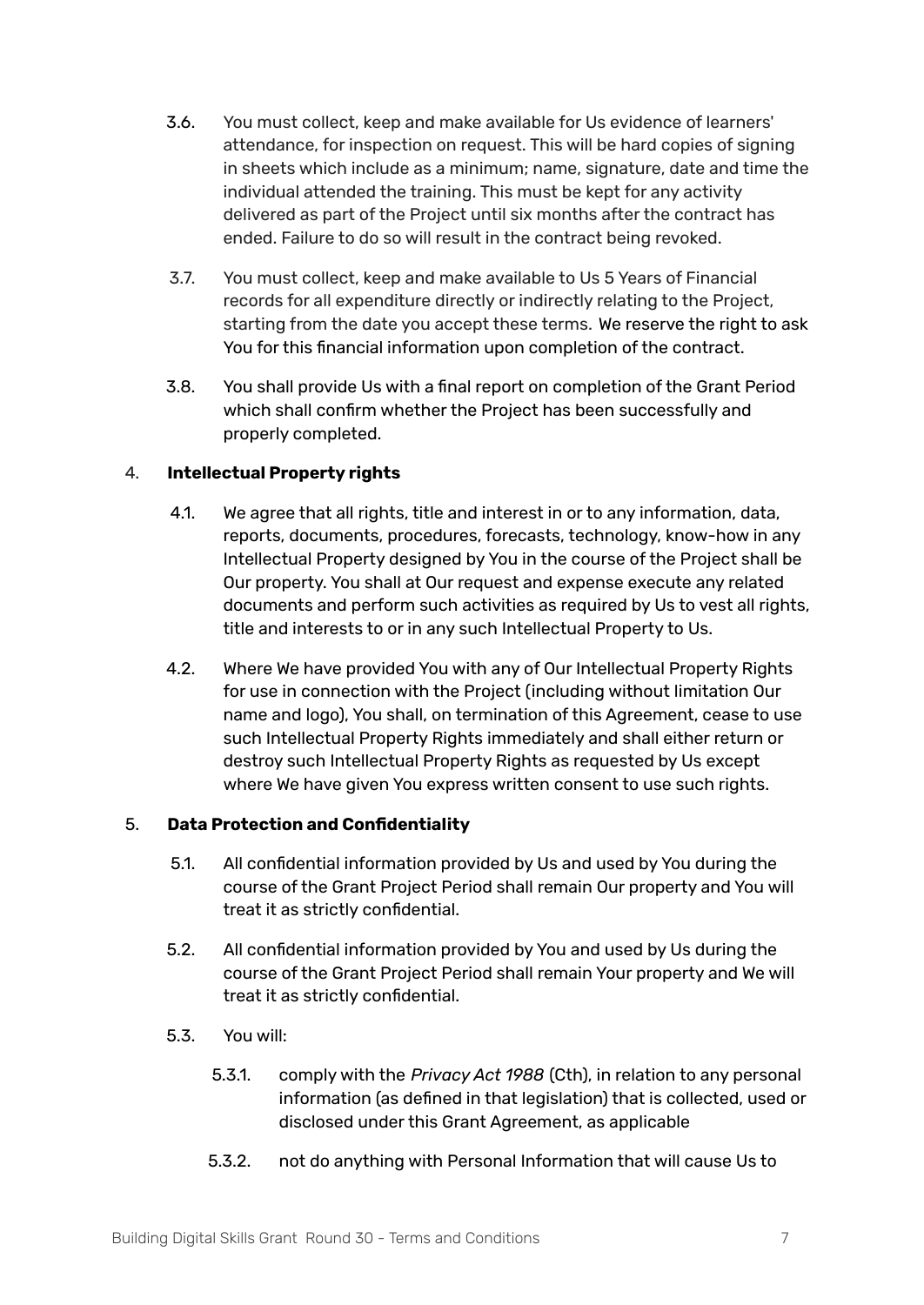3.6. You must collect, keep and make available for Us evidence of learners' attendance, for inspection on request. This will be hard copies of signing in sheets which include as a minimum; name, signature, date and time the individual attended the training. This must be kept for any activity delivered as part of the Project until six months after the contract has ended. Failure to do so will result in the contract being revoked.

3.7. You must collect, keep and make available to Us 5 Years of Financial records for all expenditure directly or indirectly relating to the Project, starting from the date you accept these terms. We reserve the right to ask You for this financial information upon completion of the contract.

3.8. You shall provide Us with a final report on completion of the Grant Period which shall confirm whether the Project has been successfully and properly completed.

4. **Intellectual Property rights**

4.1. We agree that all rights, title and interest in or to any information, data, reports, documents, procedures, forecasts, technology, know-how in any Intellectual Property designed by You in the course of the Project shall be Our property. You shall at Our request and expense execute any related documents and perform such activities as required by Us to vest all rights, title and interests to or in any such Intellectual Property to Us.

4.2. Where We have provided You with any of Our Intellectual Property Rights for use in connection with the Project (including without limitation Our name and logo), You shall, on termination of this Agreement, cease to use such Intellectual Property Rights immediately and shall either return or destroy such Intellectual Property Rights as requested by Us except where We have given You express written consent to use such rights.

5. **Data Protection and Confidentiality**

5.1. All confidential information provided by Us and used by You during the course of the Grant Project Period shall remain Our property and You will treat it as strictly confidential.

5.2. All confidential information provided by You and used by Us during the course of the Grant Project Period shall remain Your property and We will treat it as strictly confidential.

5.3. You will:

5.3.1. comply with the *Privacy Act 1988* (Cth), in relation to any personal information (as defined in that legislation) that is collected, used or disclosed under this Grant Agreement, as applicable

5.3.2. not do anything with Personal Information that will cause Us to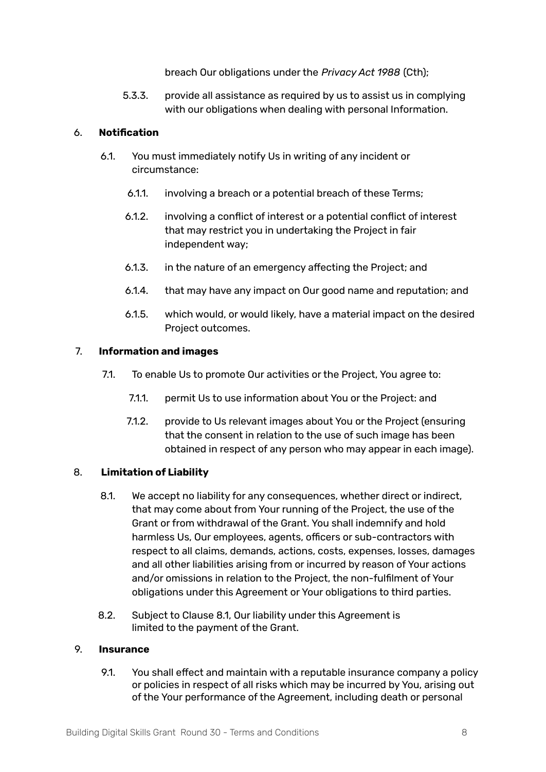breach Our obligations under the *Privacy Act 1988* (Cth);

5.3.3. provide all assistance as required by us to assist us in complying with our obligations when dealing with personal Information.

6. **Notification**

6.1. You must immediately notify Us in writing of any incident or circumstance:

6.1.1. involving a breach or a potential breach of these Terms;

6.1.2. involving a conflict of interest or a potential conflict of interest that may restrict you in undertaking the Project in fair independent way;

6.1.3. in the nature of an emergency affecting the Project; and

6.1.4. that may have any impact on Our good name and reputation; and

6.1.5. which would, or would likely, have a material impact on the desired Project outcomes.

7. **Information and images**

7.1. To enable Us to promote Our activities or the Project, You agree to:

7.1.1. permit Us to use information about You or the Project: and

7.1.2. provide to Us relevant images about You or the Project (ensuring that the consent in relation to the use of such image has been obtained in respect of any person who may appear in each image).

8. **Limitation of Liability**

8.1. We accept no liability for any consequences, whether direct or indirect, that may come about from Your running of the Project, the use of the Grant or from withdrawal of the Grant. You shall indemnify and hold harmless Us, Our employees, agents, officers or sub-contractors with respect to all claims, demands, actions, costs, expenses, losses, damages and all other liabilities arising from or incurred by reason of Your actions and/or omissions in relation to the Project, the non-fulfilment of Your obligations under this Agreement or Your obligations to third parties.

8.2. Subject to Clause 8.1, Our liability under this Agreement is limited to the payment of the Grant.

9. **Insurance**

9.1. You shall effect and maintain with a reputable insurance company a policy or policies in respect of all risks which may be incurred by You, arising out of the Your performance of the Agreement, including death or personal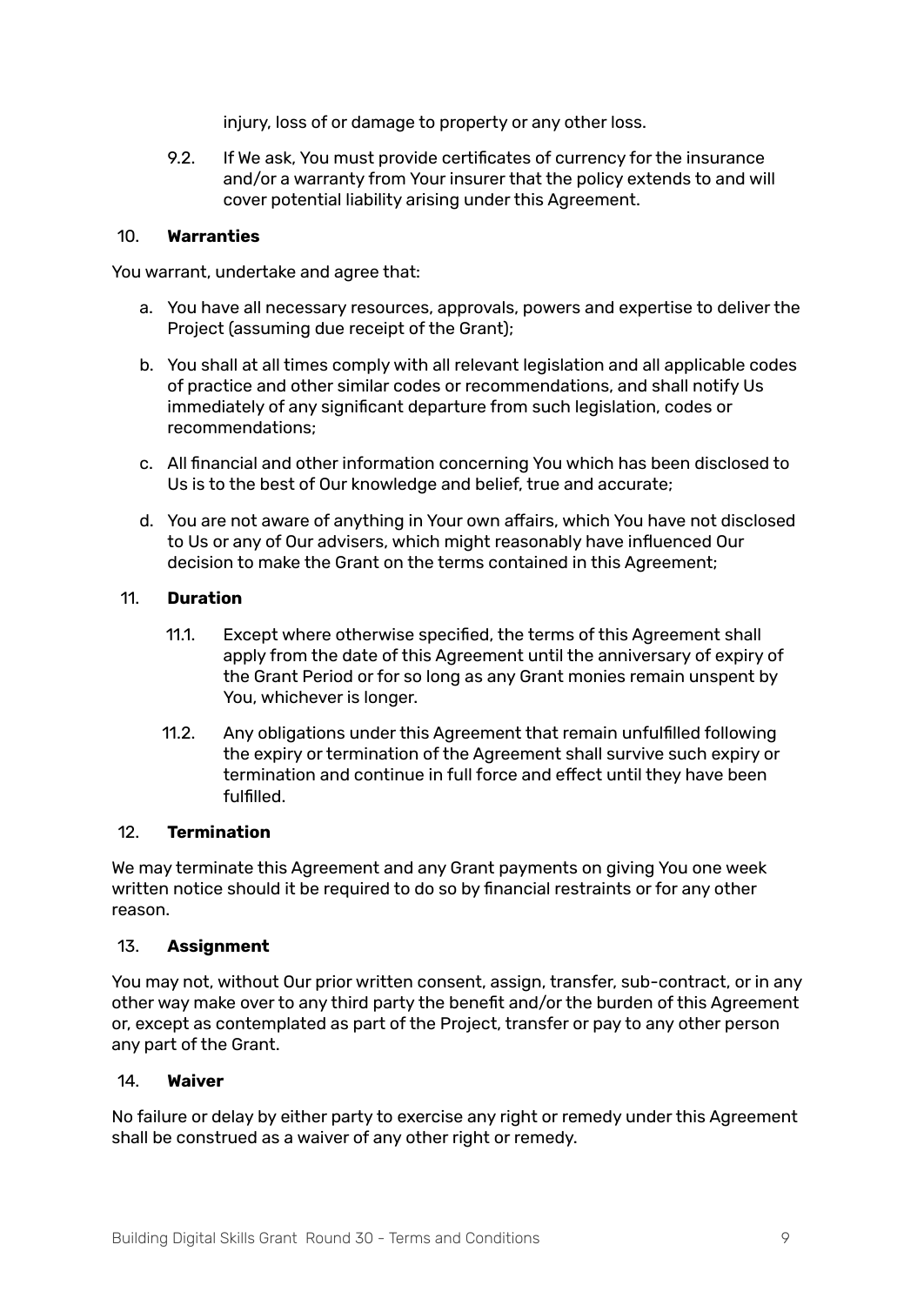injury, loss of or damage to property or any other loss.

9.2. If We ask, You must provide certificates of currency for the insurance and/or a warranty from Your insurer that the policy extends to and will cover potential liability arising under this Agreement.

## 10. **Warranties**

You warrant, undertake and agree that:

a. You have all necessary resources, approvals, powers and expertise to deliver the Project (assuming due receipt of the Grant);

b. You shall at all times comply with all relevant legislation and all applicable codes of practice and other similar codes or recommendations, and shall notify Us immediately of any significant departure from such legislation, codes or recommendations;

c. All financial and other information concerning You which has been disclosed to Us is to the best of Our knowledge and belief, true and accurate;

d. You are not aware of anything in Your own affairs, which You have not disclosed to Us or any of Our advisers, which might reasonably have influenced Our decision to make the Grant on the terms contained in this Agreement;

## 11. **Duration**

11.1. Except where otherwise specified, the terms of this Agreement shall apply from the date of this Agreement until the anniversary of expiry of the Grant Period or for so long as any Grant monies remain unspent by You, whichever is longer.

11.2. Any obligations under this Agreement that remain unfulfilled following the expiry or termination of the Agreement shall survive such expiry or termination and continue in full force and effect until they have been fulfilled.

## 12. **Termination**

We may terminate this Agreement and any Grant payments on giving You one week written notice should it be required to do so by financial restraints or for any other reason.

## 13. **Assignment**

You may not, without Our prior written consent, assign, transfer, sub-contract, or in any other way make over to any third party the benefit and/or the burden of this Agreement or, except as contemplated as part of the Project, transfer or pay to any other person any part of the Grant.

## 14. **Waiver**

No failure or delay by either party to exercise any right or remedy under this Agreement shall be construed as a waiver of any other right or remedy.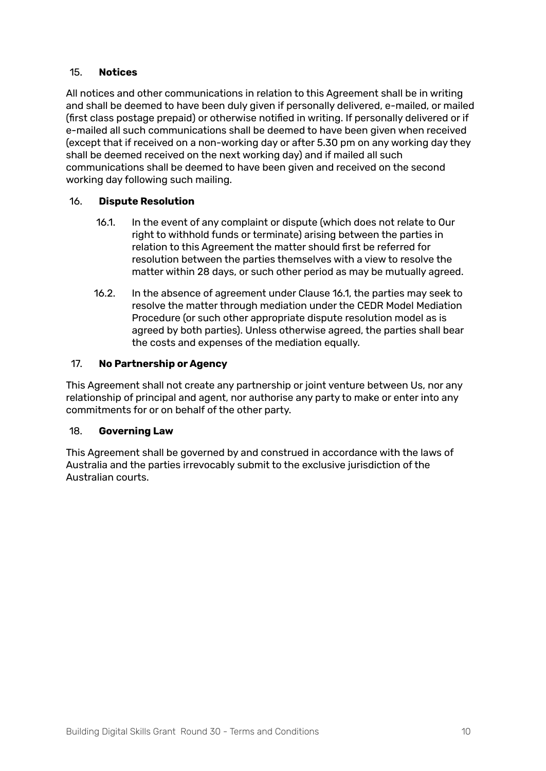## 15. Notices

All notices and other communications in relation to this Agreement shall be in writing and shall be deemed to have been duly given if personally delivered, e-mailed, or mailed (first class postage prepaid) or otherwise notified in writing. If personally delivered or if e-mailed all such communications shall be deemed to have been given when received (except that if received on a non-working day or after 5.30 pm on any working day they shall be deemed received on the next working day) and if mailed all such communications shall be deemed to have been given and received on the second working day following such mailing.

## 16. Dispute Resolution

16.1. In the event of any complaint or dispute (which does not relate to Our right to withhold funds or terminate) arising between the parties in relation to this Agreement the matter should first be referred for resolution between the parties themselves with a view to resolve the matter within 28 days, or such other period as may be mutually agreed.

16.2. In the absence of agreement under Clause 16.1, the parties may seek to resolve the matter through mediation under the CEDR Model Mediation Procedure (or such other appropriate dispute resolution model as is agreed by both parties). Unless otherwise agreed, the parties shall bear the costs and expenses of the mediation equally.

## 17. No Partnership or Agency

This Agreement shall not create any partnership or joint venture between Us, nor any relationship of principal and agent, nor authorise any party to make or enter into any commitments for or on behalf of the other party.

## 18. Governing Law

This Agreement shall be governed by and construed in accordance with the laws of Australia and the parties irrevocably submit to the exclusive jurisdiction of the Australian courts.